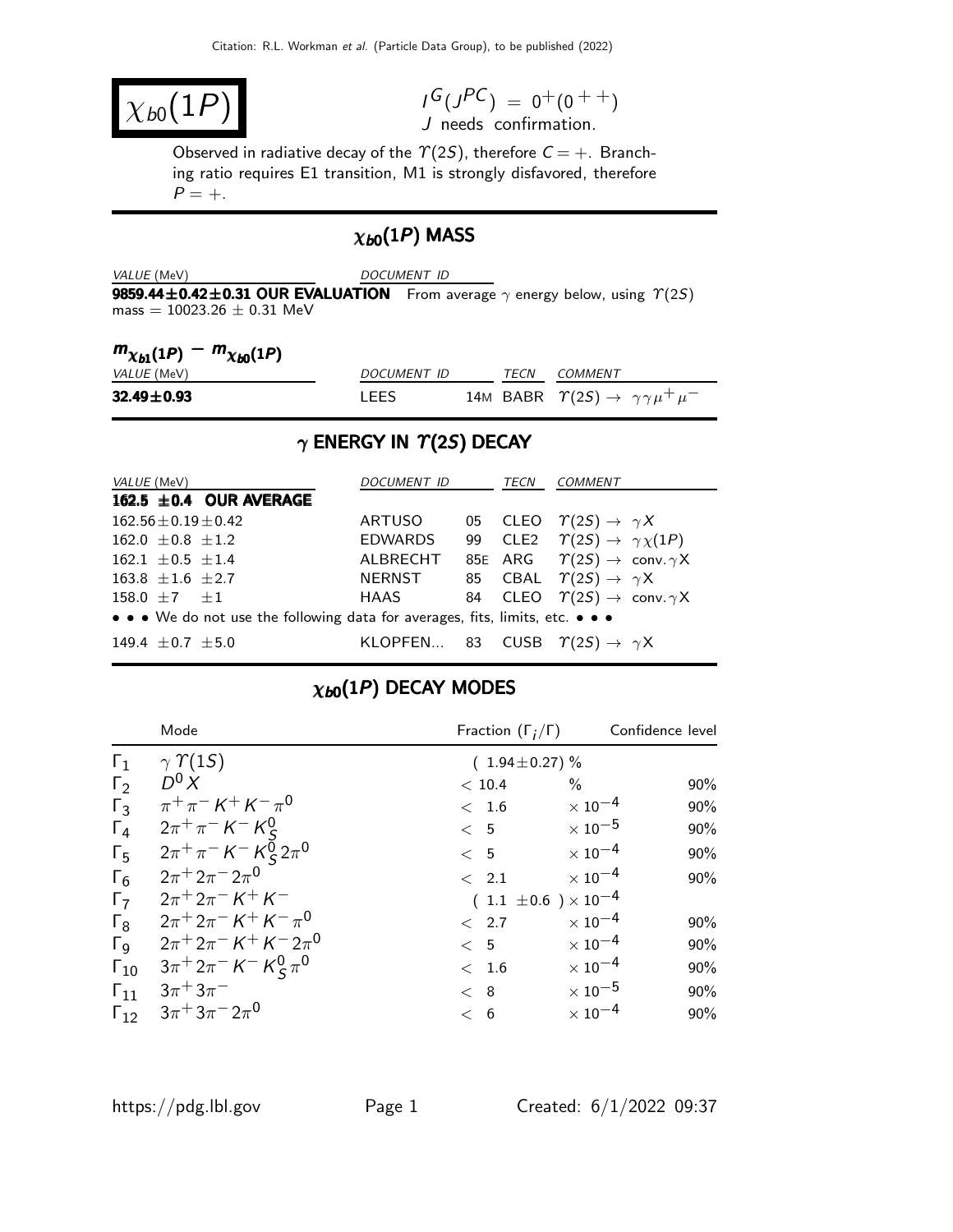# $\chi_{b0}(1P)$

$I^G(J^{PC}) = 0^+(0^{++})$
J needs confirmation.

Observed in radiative decay of the $\Upsilon(2S)$, therefore $C = +$. Branching ratio requires E1 transition, M1 is strongly disfavored, therefore $P = +$.

## $\chi_{b0}(1P)$ MASS

| VALUE (MeV) | DOCUMENT ID |
|---|---|
| **9859.44±0.42±0.31 OUR EVALUATION** | From average $\gamma$ energy below, using $\Upsilon(2S)$ mass = 10023.26 ± 0.31 MeV |

### $m_{\chi_{b1}(1P)} - m_{\chi_{b0}(1P)}$

| VALUE (MeV) | DOCUMENT ID | | TECN | COMMENT |
|---|---|---|---|---|
| **32.49±0.93** | LEES | 14M | BABR | $\Upsilon(2S) \to \gamma\gamma\mu^+\mu^-$ |

## $\gamma$ ENERGY IN $\Upsilon(2S)$ DECAY

| VALUE (MeV) | DOCUMENT ID | | TECN | COMMENT |
|---|---|---|---|---|
| **162.5 ±0.4 OUR AVERAGE** | | | | |
| 162.56±0.19±0.42 | ARTUSO | 05 | CLEO | $\Upsilon(2S) \to \gamma X$ |
| 162.0 ±0.8 ±1.2 | EDWARDS | 99 | CLE2 | $\Upsilon(2S) \to \gamma\chi(1P)$ |
| 162.1 ±0.5 ±1.4 | ALBRECHT | 85E | ARG | $\Upsilon(2S) \to$ conv.$\gamma$X |
| 163.8 ±1.6 ±2.7 | NERNST | 85 | CBAL | $\Upsilon(2S) \to \gamma$X |
| 158.0 ±7 ±1 | HAAS | 84 | CLEO | $\Upsilon(2S) \to$ conv.$\gamma$X |
| • • • We do not use the following data for averages, fits, limits, etc. • • • | | | | |
| 149.4 ±0.7 ±5.0 | KLOPFEN... | 83 | CUSB | $\Upsilon(2S) \to \gamma$X |

## $\chi_{b0}(1P)$ DECAY MODES

| | Mode | Fraction ($\Gamma_i/\Gamma$) | Confidence level |
|---|---|---|---|
| $\Gamma_1$ | $\gamma\,\Upsilon(1S)$ | ( 1.94±0.27) % | |
| $\Gamma_2$ | $D^0 X$ | < 10.4 % | 90% |
| $\Gamma_3$ | $\pi^+\pi^-K^+K^-\pi^0$ | < 1.6 $\times 10^{-4}$ | 90% |
| $\Gamma_4$ | $2\pi^+\pi^-K^-K^0_S$ | < 5 $\times 10^{-5}$ | 90% |
| $\Gamma_5$ | $2\pi^+\pi^-K^-K^0_S2\pi^0$ | < 5 $\times 10^{-4}$ | 90% |
| $\Gamma_6$ | $2\pi^+2\pi^-2\pi^0$ | < 2.1 $\times 10^{-4}$ | 90% |
| $\Gamma_7$ | $2\pi^+2\pi^-K^+K^-$ | ( 1.1 ±0.6 ) $\times 10^{-4}$ | |
| $\Gamma_8$ | $2\pi^+2\pi^-K^+K^-\pi^0$ | < 2.7 $\times 10^{-4}$ | 90% |
| $\Gamma_9$ | $2\pi^+2\pi^-K^+K^-2\pi^0$ | < 5 $\times 10^{-4}$ | 90% |
| $\Gamma_{10}$ | $3\pi^+2\pi^-K^-K^0_S\pi^0$ | < 1.6 $\times 10^{-4}$ | 90% |
| $\Gamma_{11}$ | $3\pi^+3\pi^-$ | < 8 $\times 10^{-5}$ | 90% |
| $\Gamma_{12}$ | $3\pi^+3\pi^-2\pi^0$ | < 6 $\times 10^{-4}$ | 90% |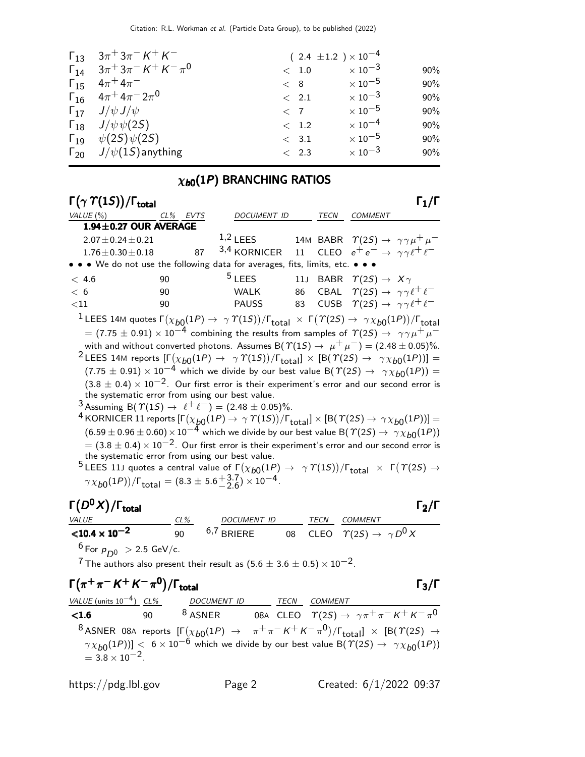| | | | | |
|---|---|---|---|---|
| $\Gamma_{13}$ | $3\pi^+3\pi^-K^+K^-$ | $(2.4\ \pm1.2\ )\times10^{-4}$ | | |
| $\Gamma_{14}$ | $3\pi^+3\pi^-K^+K^-\pi^0$ | $<\ 1.0$ | $\times10^{-3}$ | 90% |
| $\Gamma_{15}$ | $4\pi^+4\pi^-$ | $<\ 8$ | $\times10^{-5}$ | 90% |
| $\Gamma_{16}$ | $4\pi^+4\pi^-2\pi^0$ | $<\ 2.1$ | $\times10^{-3}$ | 90% |
| $\Gamma_{17}$ | $J/\psi J/\psi$ | $<\ 7$ | $\times10^{-5}$ | 90% |
| $\Gamma_{18}$ | $J/\psi\psi(2S)$ | $<\ 1.2$ | $\times10^{-4}$ | 90% |
| $\Gamma_{19}$ | $\psi(2S)\psi(2S)$ | $<\ 3.1$ | $\times10^{-5}$ | 90% |
| $\Gamma_{20}$ | $J/\psi(1S)$anything | $<\ 2.3$ | $\times10^{-3}$ | 90% |

## $\chi_{b0}(1P)$ BRANCHING RATIOS

### $\Gamma(\gamma\Upsilon(1S))/\Gamma_{\text{total}}$ $\qquad\Gamma_1/\Gamma$

| VALUE (%) | CL% | EVTS | DOCUMENT ID | | TECN | COMMENT |
|---|---|---|---|---|---|---|
| **1.94±0.27 OUR AVERAGE** | | | | | | |
| $2.07\pm0.24\pm0.21$ | | | [1,2] LEES | 14M | BABR | $\Upsilon(2S)\to\ \gamma\gamma\mu^+\mu^-$ |
| $1.76\pm0.30\pm0.18$ | | 87 | [3,4] KORNICER | 11 | CLEO | $e^+e^-\to\ \gamma\gamma\ell^+\ell^-$ |
| • • • We do not use the following data for averages, fits, limits, etc. • • • | | | | | | |
| $<4.6$ | 90 | | [5] LEES | 11J | BABR | $\Upsilon(2S)\to\ X\gamma$ |
| $<6$ | 90 | | WALK | 86 | CBAL | $\Upsilon(2S)\to\ \gamma\gamma\ell^+\ell^-$ |
| $<11$ | 90 | | PAUSS | 83 | CUSB | $\Upsilon(2S)\to\ \gamma\gamma\ell^+\ell^-$ |

[1] LEES 14M quotes $\Gamma(\chi_{b0}(1P)\to\ \gamma\Upsilon(1S))/\Gamma_{\text{total}}\ \times\ \Gamma(\Upsilon(2S)\to\ \gamma\chi_{b0}(1P))/\Gamma_{\text{total}}$ $=(7.75\pm0.91)\times10^{-4}$ combining the results from samples of $\Upsilon(2S)\to\ \gamma\gamma\mu^+\mu^-$ with and without converted photons. Assumes $B(\Upsilon(1S)\to\ \mu^+\mu^-)=(2.48\pm0.05)\%$.

[2] LEES 14M reports $[\Gamma(\chi_{b0}(1P)\to\ \gamma\Upsilon(1S))/\Gamma_{\text{total}}]\times[B(\Upsilon(2S)\to\ \gamma\chi_{b0}(1P))]=(7.75\pm0.91)\times10^{-4}$ which we divide by our best value $B(\Upsilon(2S)\to\ \gamma\chi_{b0}(1P))=(3.8\pm0.4)\times10^{-2}$. Our first error is their experiment's error and our second error is the systematic error from using our best value.

[3] Assuming $B(\Upsilon(1S)\to\ \ell^+\ell^-)=(2.48\pm0.05)\%$.

[4] KORNICER 11 reports $[\Gamma(\chi_{b0}(1P)\to\gamma\Upsilon(1S))/\Gamma_{\text{total}}]\times[B(\Upsilon(2S)\to\gamma\chi_{b0}(1P))]=(6.59\pm0.96\pm0.60)\times10^{-4}$ which we divide by our best value $B(\Upsilon(2S)\to\ \gamma\chi_{b0}(1P))=(3.8\pm0.4)\times10^{-2}$. Our first error is their experiment's error and our second error is the systematic error from using our best value.

[5] LEES 11J quotes a central value of $\Gamma(\chi_{b0}(1P)\to\ \gamma\Upsilon(1S))/\Gamma_{\text{total}}\ \times\ \Gamma(\Upsilon(2S)\to\ \gamma\chi_{b0}(1P))/\Gamma_{\text{total}}=(8.3\pm5.6^{+3.7}_{-2.6})\times10^{-4}$.

### $\Gamma(D^0X)/\Gamma_{\text{total}}$ $\qquad\Gamma_2/\Gamma$

| VALUE | CL% | DOCUMENT ID | | TECN | COMMENT |
|---|---|---|---|---|---|
| $\mathbf{<10.4\times10^{-2}}$ | 90 | [6,7] BRIERE | 08 | CLEO | $\Upsilon(2S)\to\ \gamma D^0X$ |

[6] For $p_{D^0}>2.5$ GeV/c.

[7] The authors also present their result as $(5.6\pm3.6\pm0.5)\times10^{-2}$.

### $\Gamma(\pi^+\pi^-K^+K^-\pi^0)/\Gamma_{\text{total}}$ $\qquad\Gamma_3/\Gamma$

| VALUE (units $10^{-4}$) | CL% | DOCUMENT ID | | TECN | COMMENT |
|---|---|---|---|---|---|
| **<1.6** | 90 | [8] ASNER | 08A | CLEO | $\Upsilon(2S)\to\ \gamma\pi^+\pi^-K^+K^-\pi^0$ |

[8] ASNER 08A reports $[\Gamma(\chi_{b0}(1P)\ \to\ \pi^+\pi^-K^+K^-\pi^0)/\Gamma_{\text{total}}]\ \times\ [B(\Upsilon(2S)\ \to\ \gamma\chi_{b0}(1P))]<\ 6\times10^{-6}$ which we divide by our best value $B(\Upsilon(2S)\to\ \gamma\chi_{b0}(1P))=3.8\times10^{-2}$.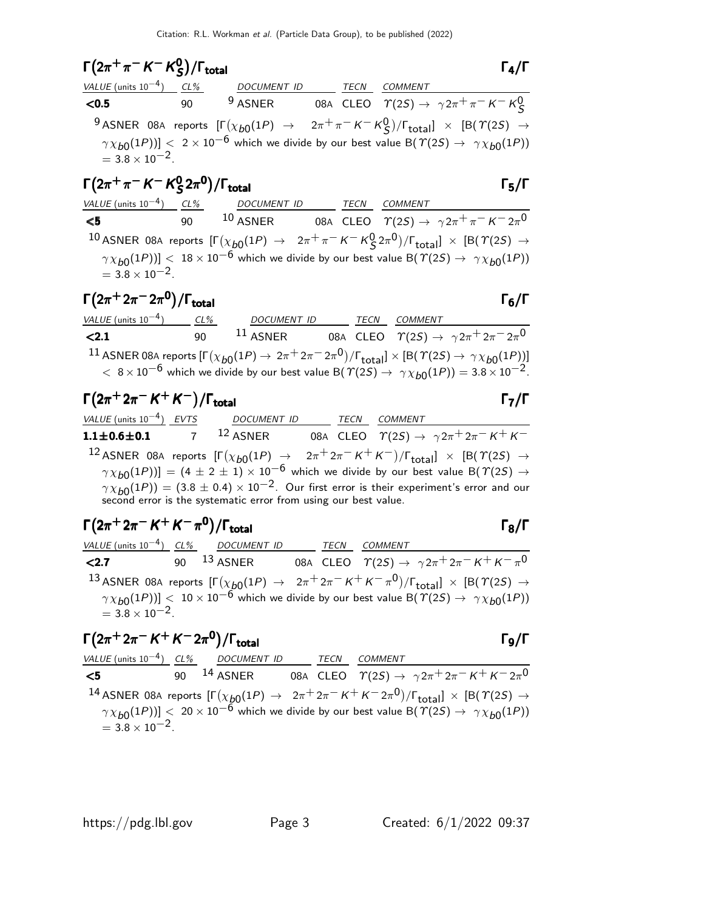## $\Gamma(2\pi^+\pi^-K^-K^0_S)/\Gamma_{total}$ $\Gamma_4/\Gamma$

| VALUE (units $10^{-4}$) | CL% | DOCUMENT ID | | TECN | COMMENT |
|---|---|---|---|---|---|
| **<0.5** | 90 | [9] ASNER | 08A | CLEO | $\Upsilon(2S) \to \gamma 2\pi^+\pi^-K^-K^0_S$ |

[9] ASNER 08A reports $[\Gamma(\chi_{b0}(1P) \to 2\pi^+\pi^-K^-K^0_S)/\Gamma_{total}] \times [B(\Upsilon(2S) \to \gamma\chi_{b0}(1P))] < 2 \times 10^{-6}$ which we divide by our best value $B(\Upsilon(2S) \to \gamma\chi_{b0}(1P)) = 3.8 \times 10^{-2}$.

## $\Gamma(2\pi^+\pi^-K^-K^0_S 2\pi^0)/\Gamma_{total}$ $\Gamma_5/\Gamma$

| VALUE (units $10^{-4}$) | CL% | DOCUMENT ID | | TECN | COMMENT |
|---|---|---|---|---|---|
| **<5** | 90 | [10] ASNER | 08A | CLEO | $\Upsilon(2S) \to \gamma 2\pi^+\pi^-K^-2\pi^0$ |

[10] ASNER 08A reports $[\Gamma(\chi_{b0}(1P) \to 2\pi^+\pi^-K^-K^0_S 2\pi^0)/\Gamma_{total}] \times [B(\Upsilon(2S) \to \gamma\chi_{b0}(1P))] < 18 \times 10^{-6}$ which we divide by our best value $B(\Upsilon(2S) \to \gamma\chi_{b0}(1P)) = 3.8 \times 10^{-2}$.

## $\Gamma(2\pi^+2\pi^-2\pi^0)/\Gamma_{total}$ $\Gamma_6/\Gamma$

| VALUE (units $10^{-4}$) | CL% | DOCUMENT ID | | TECN | COMMENT |
|---|---|---|---|---|---|
| **<2.1** | 90 | [11] ASNER | 08A | CLEO | $\Upsilon(2S) \to \gamma 2\pi^+2\pi^-2\pi^0$ |

[11] ASNER 08A reports $[\Gamma(\chi_{b0}(1P) \to 2\pi^+2\pi^-2\pi^0)/\Gamma_{total}] \times [B(\Upsilon(2S) \to \gamma\chi_{b0}(1P))] < 8 \times 10^{-6}$ which we divide by our best value $B(\Upsilon(2S) \to \gamma\chi_{b0}(1P)) = 3.8 \times 10^{-2}$.

## $\Gamma(2\pi^+2\pi^-K^+K^-)/\Gamma_{total}$ $\Gamma_7/\Gamma$

| VALUE (units $10^{-4}$) | EVTS | DOCUMENT ID | | TECN | COMMENT |
|---|---|---|---|---|---|
| **1.1±0.6±0.1** | 7 | [12] ASNER | 08A | CLEO | $\Upsilon(2S) \to \gamma 2\pi^+2\pi^-K^+K^-$ |

[12] ASNER 08A reports $[\Gamma(\chi_{b0}(1P) \to 2\pi^+2\pi^-K^+K^-)/\Gamma_{total}] \times [B(\Upsilon(2S) \to \gamma\chi_{b0}(1P))] = (4 \pm 2 \pm 1) \times 10^{-6}$ which we divide by our best value $B(\Upsilon(2S) \to \gamma\chi_{b0}(1P)) = (3.8 \pm 0.4) \times 10^{-2}$. Our first error is their experiment's error and our second error is the systematic error from using our best value.

## $\Gamma(2\pi^+2\pi^-K^+K^-\pi^0)/\Gamma_{total}$ $\Gamma_8/\Gamma$

| VALUE (units $10^{-4}$) | CL% | DOCUMENT ID | | TECN | COMMENT |
|---|---|---|---|---|---|
| **<2.7** | 90 | [13] ASNER | 08A | CLEO | $\Upsilon(2S) \to \gamma 2\pi^+2\pi^-K^+K^-\pi^0$ |

[13] ASNER 08A reports $[\Gamma(\chi_{b0}(1P) \to 2\pi^+2\pi^-K^+K^-\pi^0)/\Gamma_{total}] \times [B(\Upsilon(2S) \to \gamma\chi_{b0}(1P))] < 10 \times 10^{-6}$ which we divide by our best value $B(\Upsilon(2S) \to \gamma\chi_{b0}(1P)) = 3.8 \times 10^{-2}$.

## $\Gamma(2\pi^+2\pi^-K^+K^-2\pi^0)/\Gamma_{total}$ $\Gamma_9/\Gamma$

| VALUE (units $10^{-4}$) | CL% | DOCUMENT ID | | TECN | COMMENT |
|---|---|---|---|---|---|
| **<5** | 90 | [14] ASNER | 08A | CLEO | $\Upsilon(2S) \to \gamma 2\pi^+2\pi^-K^+K^-2\pi^0$ |

[14] ASNER 08A reports $[\Gamma(\chi_{b0}(1P) \to 2\pi^+2\pi^-K^+K^-2\pi^0)/\Gamma_{total}] \times [B(\Upsilon(2S) \to \gamma\chi_{b0}(1P))] < 20 \times 10^{-6}$ which we divide by our best value $B(\Upsilon(2S) \to \gamma\chi_{b0}(1P)) = 3.8 \times 10^{-2}$.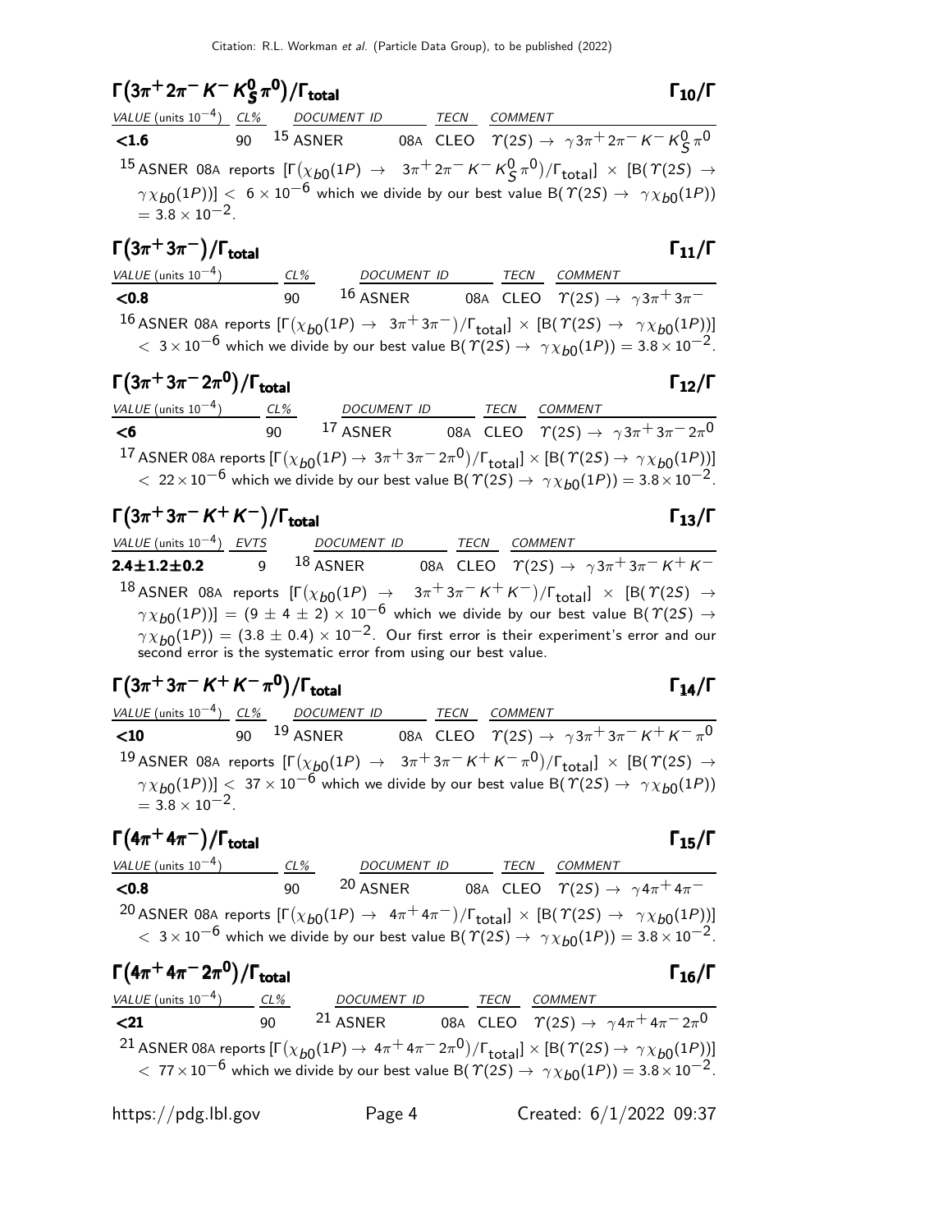### $\Gamma(3\pi^+ 2\pi^- K^- K^0_S \pi^0)/\Gamma_{\text{total}}$ $\Gamma_{10}/\Gamma$

| VALUE (units $10^{-4}$) | CL% | DOCUMENT ID | | TECN | COMMENT |
|---|---|---|---|---|---|
| **<1.6** | 90 | [15] ASNER | 08A | CLEO | $\Upsilon(2S) \rightarrow \gamma 3\pi^+ 2\pi^- K^- K^0_S \pi^0$ |

[15] ASNER 08A reports $[\Gamma(\chi_{b0}(1P) \rightarrow 3\pi^+ 2\pi^- K^- K^0_S \pi^0)/\Gamma_{\text{total}}] \times [B(\Upsilon(2S) \rightarrow \gamma \chi_{b0}(1P))] < 6 \times 10^{-6}$ which we divide by our best value $B(\Upsilon(2S) \rightarrow \gamma \chi_{b0}(1P)) = 3.8 \times 10^{-2}$.

### $\Gamma(3\pi^+ 3\pi^-)/\Gamma_{\text{total}}$ $\Gamma_{11}/\Gamma$

| VALUE (units $10^{-4}$) | CL% | DOCUMENT ID | | TECN | COMMENT |
|---|---|---|---|---|---|
| **<0.8** | 90 | [16] ASNER | 08A | CLEO | $\Upsilon(2S) \rightarrow \gamma 3\pi^+ 3\pi^-$ |

[16] ASNER 08A reports $[\Gamma(\chi_{b0}(1P) \rightarrow 3\pi^+ 3\pi^-)/\Gamma_{\text{total}}] \times [B(\Upsilon(2S) \rightarrow \gamma \chi_{b0}(1P))] < 3 \times 10^{-6}$ which we divide by our best value $B(\Upsilon(2S) \rightarrow \gamma \chi_{b0}(1P)) = 3.8 \times 10^{-2}$.

### $\Gamma(3\pi^+ 3\pi^- 2\pi^0)/\Gamma_{\text{total}}$ $\Gamma_{12}/\Gamma$

| VALUE (units $10^{-4}$) | CL% | DOCUMENT ID | | TECN | COMMENT |
|---|---|---|---|---|---|
| **<6** | 90 | [17] ASNER | 08A | CLEO | $\Upsilon(2S) \rightarrow \gamma 3\pi^+ 3\pi^- 2\pi^0$ |

[17] ASNER 08A reports $[\Gamma(\chi_{b0}(1P) \rightarrow 3\pi^+ 3\pi^- 2\pi^0)/\Gamma_{\text{total}}] \times [B(\Upsilon(2S) \rightarrow \gamma \chi_{b0}(1P))] < 22 \times 10^{-6}$ which we divide by our best value $B(\Upsilon(2S) \rightarrow \gamma \chi_{b0}(1P)) = 3.8 \times 10^{-2}$.

### $\Gamma(3\pi^+ 3\pi^- K^+ K^-)/\Gamma_{\text{total}}$ $\Gamma_{13}/\Gamma$

| VALUE (units $10^{-4}$) | EVTS | DOCUMENT ID | | TECN | COMMENT |
|---|---|---|---|---|---|
| **2.4±1.2±0.2** | 9 | [18] ASNER | 08A | CLEO | $\Upsilon(2S) \rightarrow \gamma 3\pi^+ 3\pi^- K^+ K^-$ |

[18] ASNER 08A reports $[\Gamma(\chi_{b0}(1P) \rightarrow 3\pi^+ 3\pi^- K^+ K^-)/\Gamma_{\text{total}}] \times [B(\Upsilon(2S) \rightarrow \gamma \chi_{b0}(1P))] = (9 \pm 4 \pm 2) \times 10^{-6}$ which we divide by our best value $B(\Upsilon(2S) \rightarrow \gamma \chi_{b0}(1P)) = (3.8 \pm 0.4) \times 10^{-2}$. Our first error is their experiment's error and our second error is the systematic error from using our best value.

### $\Gamma(3\pi^+ 3\pi^- K^+ K^- \pi^0)/\Gamma_{\text{total}}$ $\Gamma_{14}/\Gamma$

| VALUE (units $10^{-4}$) | CL% | DOCUMENT ID | | TECN | COMMENT |
|---|---|---|---|---|---|
| **<10** | 90 | [19] ASNER | 08A | CLEO | $\Upsilon(2S) \rightarrow \gamma 3\pi^+ 3\pi^- K^+ K^- \pi^0$ |

[19] ASNER 08A reports $[\Gamma(\chi_{b0}(1P) \rightarrow 3\pi^+ 3\pi^- K^+ K^- \pi^0)/\Gamma_{\text{total}}] \times [B(\Upsilon(2S) \rightarrow \gamma \chi_{b0}(1P))] < 37 \times 10^{-6}$ which we divide by our best value $B(\Upsilon(2S) \rightarrow \gamma \chi_{b0}(1P)) = 3.8 \times 10^{-2}$.

### $\Gamma(4\pi^+ 4\pi^-)/\Gamma_{\text{total}}$ $\Gamma_{15}/\Gamma$

| VALUE (units $10^{-4}$) | CL% | DOCUMENT ID | | TECN | COMMENT |
|---|---|---|---|---|---|
| **<0.8** | 90 | [20] ASNER | 08A | CLEO | $\Upsilon(2S) \rightarrow \gamma 4\pi^+ 4\pi^-$ |

[20] ASNER 08A reports $[\Gamma(\chi_{b0}(1P) \rightarrow 4\pi^+ 4\pi^-)/\Gamma_{\text{total}}] \times [B(\Upsilon(2S) \rightarrow \gamma \chi_{b0}(1P))] < 3 \times 10^{-6}$ which we divide by our best value $B(\Upsilon(2S) \rightarrow \gamma \chi_{b0}(1P)) = 3.8 \times 10^{-2}$.

### $\Gamma(4\pi^+ 4\pi^- 2\pi^0)/\Gamma_{\text{total}}$ $\Gamma_{16}/\Gamma$

| VALUE (units $10^{-4}$) | CL% | DOCUMENT ID | | TECN | COMMENT |
|---|---|---|---|---|---|
| **<21** | 90 | [21] ASNER | 08A | CLEO | $\Upsilon(2S) \rightarrow \gamma 4\pi^+ 4\pi^- 2\pi^0$ |

[21] ASNER 08A reports $[\Gamma(\chi_{b0}(1P) \rightarrow 4\pi^+ 4\pi^- 2\pi^0)/\Gamma_{\text{total}}] \times [B(\Upsilon(2S) \rightarrow \gamma \chi_{b0}(1P))] < 77 \times 10^{-6}$ which we divide by our best value $B(\Upsilon(2S) \rightarrow \gamma \chi_{b0}(1P)) = 3.8 \times 10^{-2}$.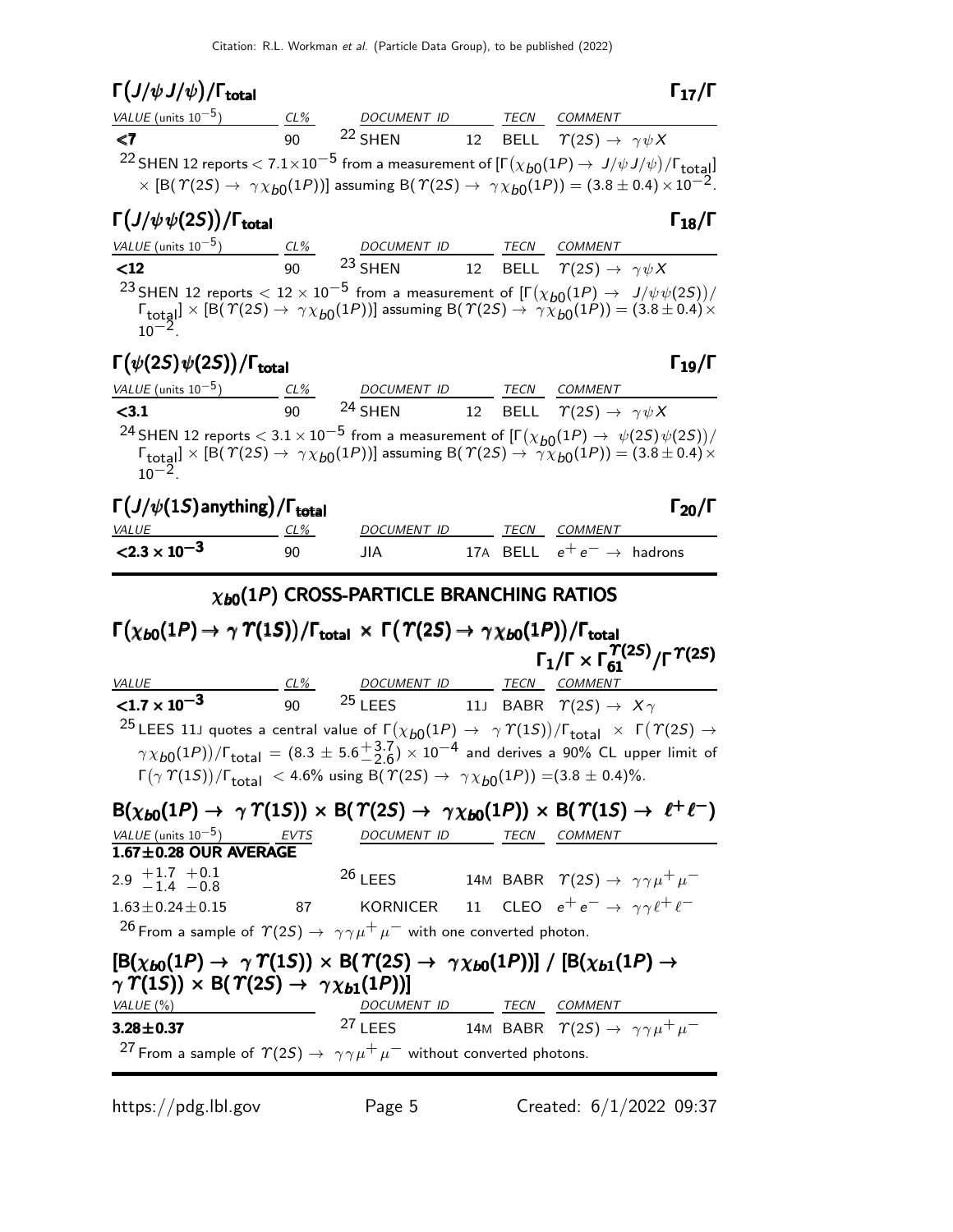### $\Gamma(J/\psi J/\psi)/\Gamma_{\text{total}}$ $\Gamma_{17}/\Gamma$

| VALUE (units $10^{-5}$) | CL% | DOCUMENT ID | | TECN | COMMENT |
|---|---|---|---|---|---|
| **<7** | 90 | [22] SHEN | 12 | BELL | $\Upsilon(2S) \to \gamma\psi X$ |

[22] SHEN 12 reports $< 7.1\times10^{-5}$ from a measurement of $[\Gamma(\chi_{b0}(1P) \to J/\psi J/\psi)/\Gamma_{\text{total}}] \times [B(\Upsilon(2S) \to \gamma\chi_{b0}(1P))]$ assuming $B(\Upsilon(2S) \to \gamma\chi_{b0}(1P)) = (3.8 \pm 0.4) \times 10^{-2}$.

### $\Gamma(J/\psi\psi(2S))/\Gamma_{\text{total}}$ $\Gamma_{18}/\Gamma$

| VALUE (units $10^{-5}$) | CL% | DOCUMENT ID | | TECN | COMMENT |
|---|---|---|---|---|---|
| **<12** | 90 | [23] SHEN | 12 | BELL | $\Upsilon(2S) \to \gamma\psi X$ |

[23] SHEN 12 reports $< 12 \times 10^{-5}$ from a measurement of $[\Gamma(\chi_{b0}(1P) \to J/\psi\psi(2S))/\Gamma_{\text{total}}] \times [B(\Upsilon(2S) \to \gamma\chi_{b0}(1P))]$ assuming $B(\Upsilon(2S) \to \gamma\chi_{b0}(1P)) = (3.8 \pm 0.4) \times 10^{-2}$.

### $\Gamma(\psi(2S)\psi(2S))/\Gamma_{\text{total}}$ $\Gamma_{19}/\Gamma$

| VALUE (units $10^{-5}$) | CL% | DOCUMENT ID | | TECN | COMMENT |
|---|---|---|---|---|---|
| **<3.1** | 90 | [24] SHEN | 12 | BELL | $\Upsilon(2S) \to \gamma\psi X$ |

[24] SHEN 12 reports $< 3.1 \times 10^{-5}$ from a measurement of $[\Gamma(\chi_{b0}(1P) \to \psi(2S)\psi(2S))/\Gamma_{\text{total}}] \times [B(\Upsilon(2S) \to \gamma\chi_{b0}(1P))]$ assuming $B(\Upsilon(2S) \to \gamma\chi_{b0}(1P)) = (3.8 \pm 0.4) \times 10^{-2}$.

### $\Gamma(J/\psi(1S)\text{anything})/\Gamma_{\text{total}}$ $\Gamma_{20}/\Gamma$

| VALUE | CL% | DOCUMENT ID | | TECN | COMMENT |
|---|---|---|---|---|---|
| **$<2.3 \times 10^{-3}$** | 90 | JIA | 17A | BELL | $e^+e^- \to$ hadrons |

## $\chi_{b0}(1P)$ CROSS-PARTICLE BRANCHING RATIOS

### $\Gamma(\chi_{b0}(1P) \to \gamma\Upsilon(1S))/\Gamma_{\text{total}} \times \Gamma(\Upsilon(2S) \to \gamma\chi_{b0}(1P))/\Gamma_{\text{total}}$ $\Gamma_1/\Gamma \times \Gamma_{61}^{\Upsilon(2S)}/\Gamma^{\Upsilon(2S)}$

| VALUE | CL% | DOCUMENT ID | | TECN | COMMENT |
|---|---|---|---|---|---|
| **$<1.7 \times 10^{-3}$** | 90 | [25] LEES | 11J | BABR | $\Upsilon(2S) \to X\gamma$ |

[25] LEES 11J quotes a central value of $\Gamma(\chi_{b0}(1P) \to \gamma\Upsilon(1S))/\Gamma_{\text{total}} \times \Gamma(\Upsilon(2S) \to \gamma\chi_{b0}(1P))/\Gamma_{\text{total}} = (8.3 \pm 5.6^{+3.7}_{-2.6}) \times 10^{-4}$ and derives a 90% CL upper limit of $\Gamma(\gamma\Upsilon(1S))/\Gamma_{\text{total}} < 4.6\%$ using $B(\Upsilon(2S) \to \gamma\chi_{b0}(1P)) = (3.8 \pm 0.4)\%$.

### $B(\chi_{b0}(1P) \to \gamma\Upsilon(1S)) \times B(\Upsilon(2S) \to \gamma\chi_{b0}(1P)) \times B(\Upsilon(1S) \to \ell^+\ell^-)$

| VALUE (units $10^{-5}$) | EVTS | DOCUMENT ID | | TECN | COMMENT |
|---|---|---|---|---|---|
| **1.67±0.28 OUR AVERAGE** | | | | | |
| $2.9\ ^{+1.7}_{-1.4}\ ^{+0.1}_{-0.8}$ | | [26] LEES | 14M | BABR | $\Upsilon(2S) \to \gamma\gamma\mu^+\mu^-$ |
| $1.63 \pm 0.24 \pm 0.15$ | 87 | KORNICER | 11 | CLEO | $e^+e^- \to \gamma\gamma\ell^+\ell^-$ |

[26] From a sample of $\Upsilon(2S) \to \gamma\gamma\mu^+\mu^-$ with one converted photon.

### $[B(\chi_{b0}(1P) \to \gamma\Upsilon(1S)) \times B(\Upsilon(2S) \to \gamma\chi_{b0}(1P))] / [B(\chi_{b1}(1P) \to \gamma\Upsilon(1S)) \times B(\Upsilon(2S) \to \gamma\chi_{b1}(1P))]$

| VALUE (%) | DOCUMENT ID | | TECN | COMMENT |
|---|---|---|---|---|
| **3.28±0.37** | [27] LEES | 14M | BABR | $\Upsilon(2S) \to \gamma\gamma\mu^+\mu^-$ |

[27] From a sample of $\Upsilon(2S) \to \gamma\gamma\mu^+\mu^-$ without converted photons.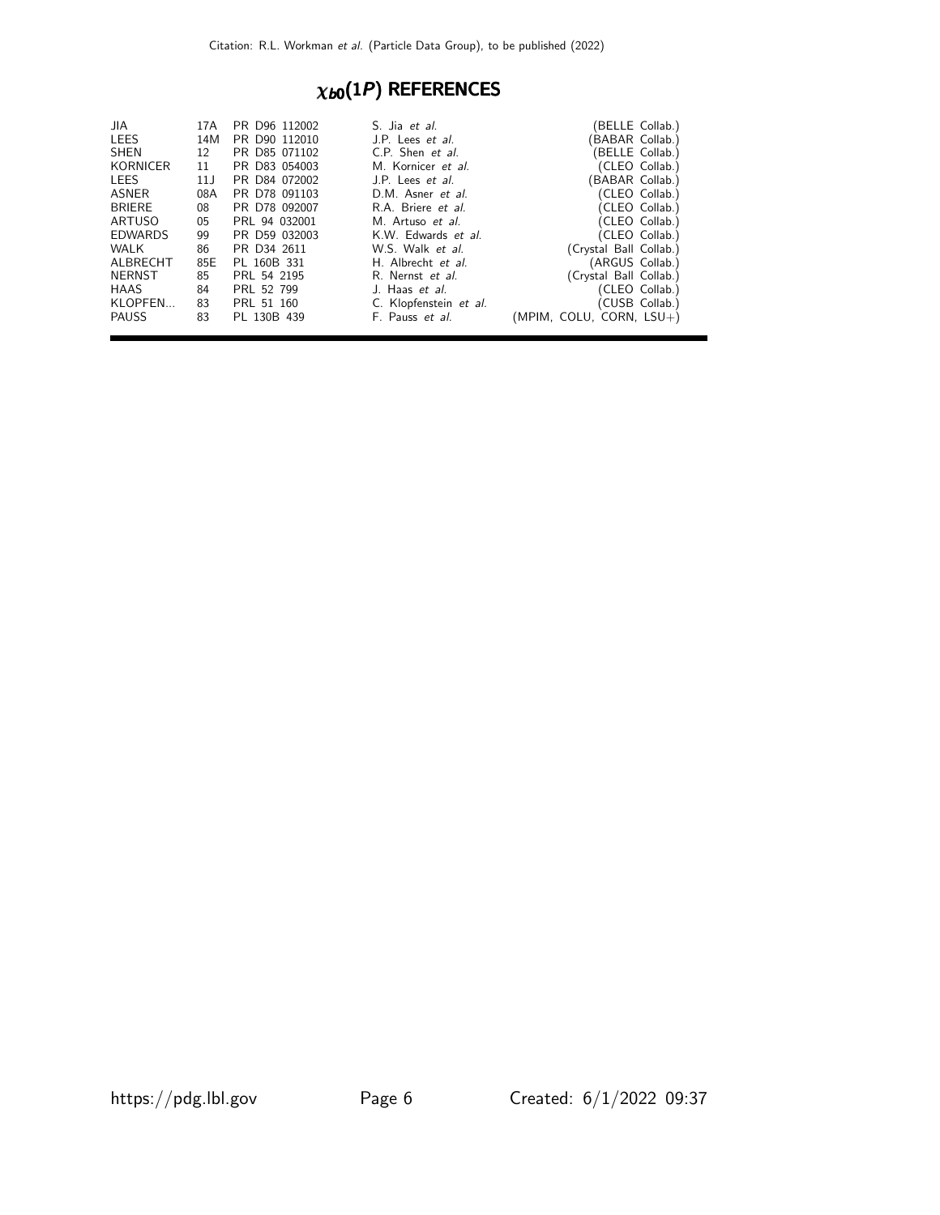# $\chi_{b0}(1P)$ REFERENCES

| | | | | |
|---|---|---|---|---|
| JIA | 17A | PR D96 112002 | S. Jia *et al.* | (BELLE Collab.) |
| LEES | 14M | PR D90 112010 | J.P. Lees *et al.* | (BABAR Collab.) |
| SHEN | 12 | PR D85 071102 | C.P. Shen *et al.* | (BELLE Collab.) |
| KORNICER | 11 | PR D83 054003 | M. Kornicer *et al.* | (CLEO Collab.) |
| LEES | 11J | PR D84 072002 | J.P. Lees *et al.* | (BABAR Collab.) |
| ASNER | 08A | PR D78 091103 | D.M. Asner *et al.* | (CLEO Collab.) |
| BRIERE | 08 | PR D78 092007 | R.A. Briere *et al.* | (CLEO Collab.) |
| ARTUSO | 05 | PRL 94 032001 | M. Artuso *et al.* | (CLEO Collab.) |
| EDWARDS | 99 | PR D59 032003 | K.W. Edwards *et al.* | (CLEO Collab.) |
| WALK | 86 | PR D34 2611 | W.S. Walk *et al.* | (Crystal Ball Collab.) |
| ALBRECHT | 85E | PL 160B 331 | H. Albrecht *et al.* | (ARGUS Collab.) |
| NERNST | 85 | PRL 54 2195 | R. Nernst *et al.* | (Crystal Ball Collab.) |
| HAAS | 84 | PRL 52 799 | J. Haas *et al.* | (CLEO Collab.) |
| KLOPFEN... | 83 | PRL 51 160 | C. Klopfenstein *et al.* | (CUSB Collab.) |
| PAUSS | 83 | PL 130B 439 | F. Pauss *et al.* | (MPIM, COLU, CORN, LSU+) |